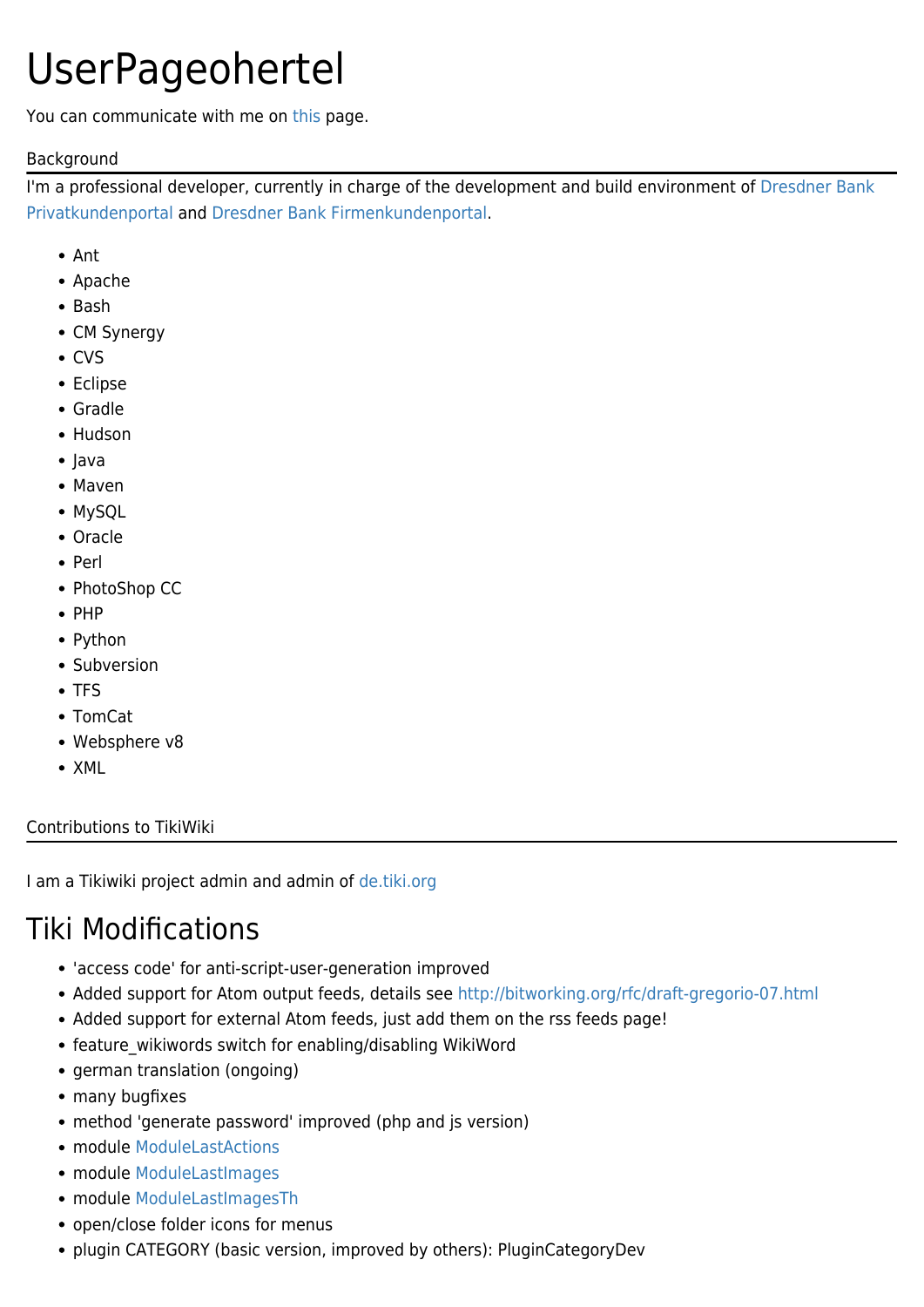# UserPageohertel

You can communicate with me on this page.

## Background

I'm a professional developer, currently in charge of the development and build environment of Dresdner Bank Privatkundenportal and Dresdner Bank Firmenkundenportal.

- Ant
- Apache
- Bash
- CM Synergy
- CVS
- Eclipse
- Gradle
- Hudson
- Java
- Maven
- MySQL
- Oracle
- Perl
- PhotoShop CC
- PHP
- Python
- Subversion
- TFS
- TomCat
- Websphere v8
- XML

## Contributions to TikiWiki

I am a Tikiwiki project admin and admin of de.tiki.org

# Tiki Modifications

- 'access code' for anti-script-user-generation improved
- Added support for Atom output feeds, details see http://bitworking.org/rfc/draft-gregorio-07.html
- Added support for external Atom feeds, just add them on the rss feeds page!
- feature_wikiwords switch for enabling/disabling WikiWord
- german translation (ongoing)
- many bugfixes
- method 'generate password' improved (php and js version)
- module ModuleLastActions
- module ModuleLastImages
- module ModuleLastImagesTh
- open/close folder icons for menus
- plugin CATEGORY (basic version, improved by others): PluginCategoryDev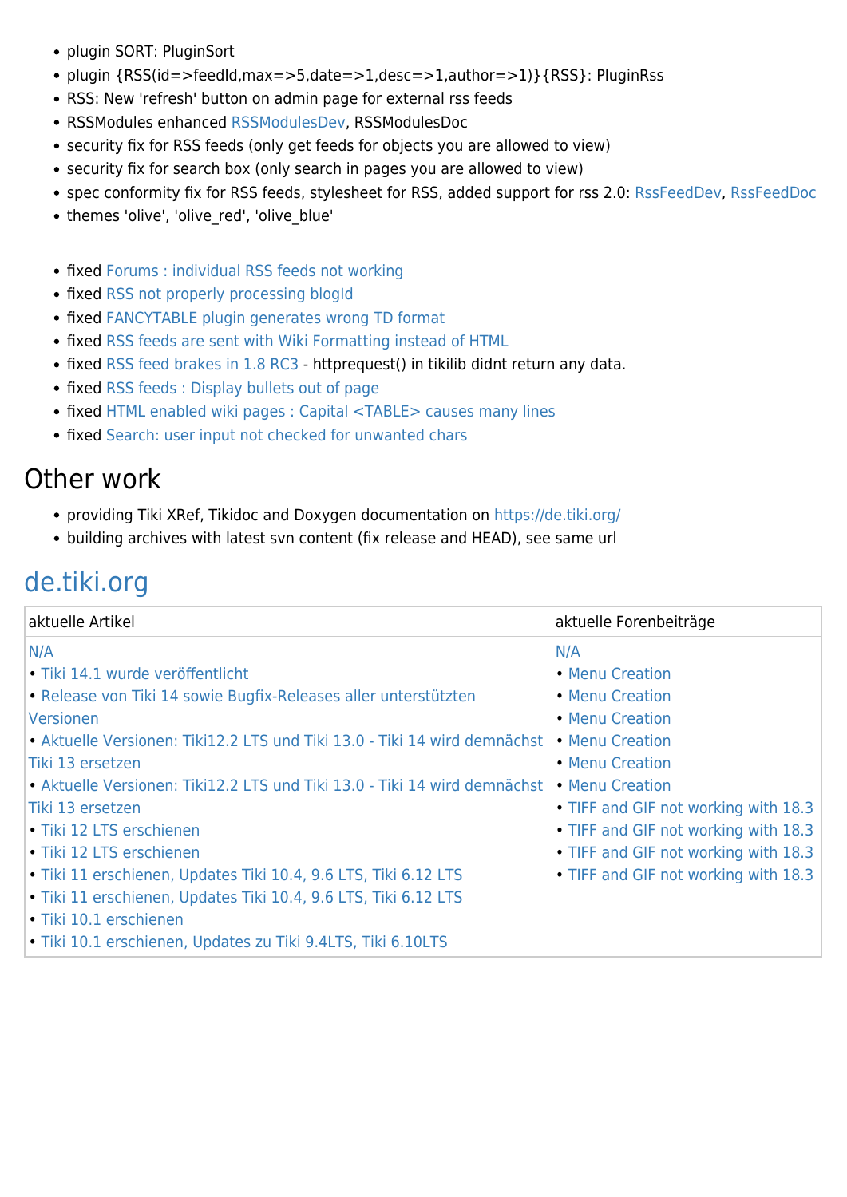- plugin SORT: PluginSort
- plugin {RSS(id=>feedId,max=>5,date=>1,desc=>1,author=>1)}{RSS}: PluginRss
- RSS: New 'refresh' button on admin page for external rss feeds
- RSSModules enhanced RSSModulesDev, RSSModulesDoc
- security fix for RSS feeds (only get feeds for objects you are allowed to view)
- security fix for search box (only search in pages you are allowed to view)
- spec conformity fix for RSS feeds, stylesheet for RSS, added support for rss 2.0: RssFeedDev, RssFeedDoc
- themes 'olive', 'olive_red', 'olive_blue'

- fixed Forums : individual RSS feeds not working
- fixed RSS not properly processing blogId
- fixed FANCYTABLE plugin generates wrong TD format
- fixed RSS feeds are sent with Wiki Formatting instead of HTML
- fixed RSS feed brakes in 1.8 RC3 - httprequest() in tikilib didnt return any data.
- fixed RSS feeds : Display bullets out of page
- fixed HTML enabled wiki pages : Capital <TABLE> causes many lines
- fixed Search: user input not checked for unwanted chars

## Other work

- providing Tiki XRef, Tikidoc and Doxygen documentation on https://de.tiki.org/
- building archives with latest svn content (fix release and HEAD), see same url

## de.tiki.org

| aktuelle Artikel | aktuelle Forenbeiträge |
|---|---|
| N/A<br>• Tiki 14.1 wurde veröffentlicht<br>• Release von Tiki 14 sowie Bugfix-Releases aller unterstützten Versionen<br>• Aktuelle Versionen: Tiki12.2 LTS und Tiki 13.0 - Tiki 14 wird demnächst Tiki 13 ersetzen<br>• Aktuelle Versionen: Tiki12.2 LTS und Tiki 13.0 - Tiki 14 wird demnächst Tiki 13 ersetzen<br>• Tiki 12 LTS erschienen<br>• Tiki 12 LTS erschienen<br>• Tiki 11 erschienen, Updates Tiki 10.4, 9.6 LTS, Tiki 6.12 LTS<br>• Tiki 11 erschienen, Updates Tiki 10.4, 9.6 LTS, Tiki 6.12 LTS<br>• Tiki 10.1 erschienen<br>• Tiki 10.1 erschienen, Updates zu Tiki 9.4LTS, Tiki 6.10LTS | N/A<br>• Menu Creation<br>• Menu Creation<br>• Menu Creation<br>• Menu Creation<br>• Menu Creation<br>• Menu Creation<br>• TIFF and GIF not working with 18.3<br>• TIFF and GIF not working with 18.3<br>• TIFF and GIF not working with 18.3<br>• TIFF and GIF not working with 18.3 |